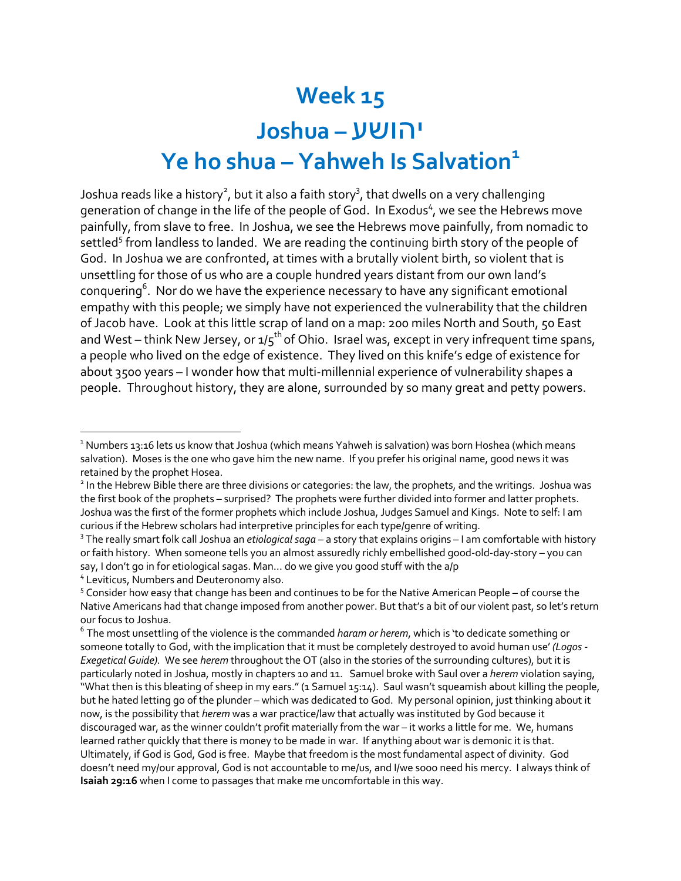# Week 15

# Joshua – יהושע

# Ye ho shua – Yahweh Is Salvation[1]

Joshua reads like a history[2], but it also a faith story[3], that dwells on a very challenging generation of change in the life of the people of God. In Exodus[4], we see the Hebrews move painfully, from slave to free. In Joshua, we see the Hebrews move painfully, from nomadic to settled[5] from landless to landed. We are reading the continuing birth story of the people of God. In Joshua we are confronted, at times with a brutally violent birth, so violent that is unsettling for those of us who are a couple hundred years distant from our own land's conquering[6]. Nor do we have the experience necessary to have any significant emotional empathy with this people; we simply have not experienced the vulnerability that the children of Jacob have. Look at this little scrap of land on a map: 200 miles North and South, 50 East and West – think New Jersey, or 1/5th of Ohio. Israel was, except in very infrequent time spans, a people who lived on the edge of existence. They lived on this knife's edge of existence for about 3500 years – I wonder how that multi-millennial experience of vulnerability shapes a people. Throughout history, they are alone, surrounded by so many great and petty powers.

---

[1] Numbers 13:16 lets us know that Joshua (which means Yahweh is salvation) was born Hoshea (which means salvation). Moses is the one who gave him the new name. If you prefer his original name, good news it was retained by the prophet Hosea.

[2] In the Hebrew Bible there are three divisions or categories: the law, the prophets, and the writings. Joshua was the first book of the prophets – surprised? The prophets were further divided into former and latter prophets. Joshua was the first of the former prophets which include Joshua, Judges Samuel and Kings. Note to self: I am curious if the Hebrew scholars had interpretive principles for each type/genre of writing.

[3] The really smart folk call Joshua an *etiological saga* – a story that explains origins – I am comfortable with history or faith history. When someone tells you an almost assuredly richly embellished good-old-day-story – you can say, I don't go in for etiological sagas. Man… do we give you good stuff with the a/p

[4] Leviticus, Numbers and Deuteronomy also.

[5] Consider how easy that change has been and continues to be for the Native American People – of course the Native Americans had that change imposed from another power. But that's a bit of our violent past, so let's return our focus to Joshua.

[6] The most unsettling of the violence is the commanded *haram or herem*, which is 'to dedicate something or someone totally to God, with the implication that it must be completely destroyed to avoid human use' *(Logos - Exegetical Guide).* We see *herem* throughout the OT (also in the stories of the surrounding cultures), but it is particularly noted in Joshua, mostly in chapters 10 and 11. Samuel broke with Saul over a *herem* violation saying, "What then is this bleating of sheep in my ears." (1 Samuel 15:14). Saul wasn't squeamish about killing the people, but he hated letting go of the plunder – which was dedicated to God. My personal opinion, just thinking about it now, is the possibility that *herem* was a war practice/law that actually was instituted by God because it discouraged war, as the winner couldn't profit materially from the war – it works a little for me. We, humans learned rather quickly that there is money to be made in war. If anything about war is demonic it is that. Ultimately, if God is God, God is free. Maybe that freedom is the most fundamental aspect of divinity. God doesn't need my/our approval, God is not accountable to me/us, and I/we sooo need his mercy. I always think of **Isaiah 29:16** when I come to passages that make me uncomfortable in this way.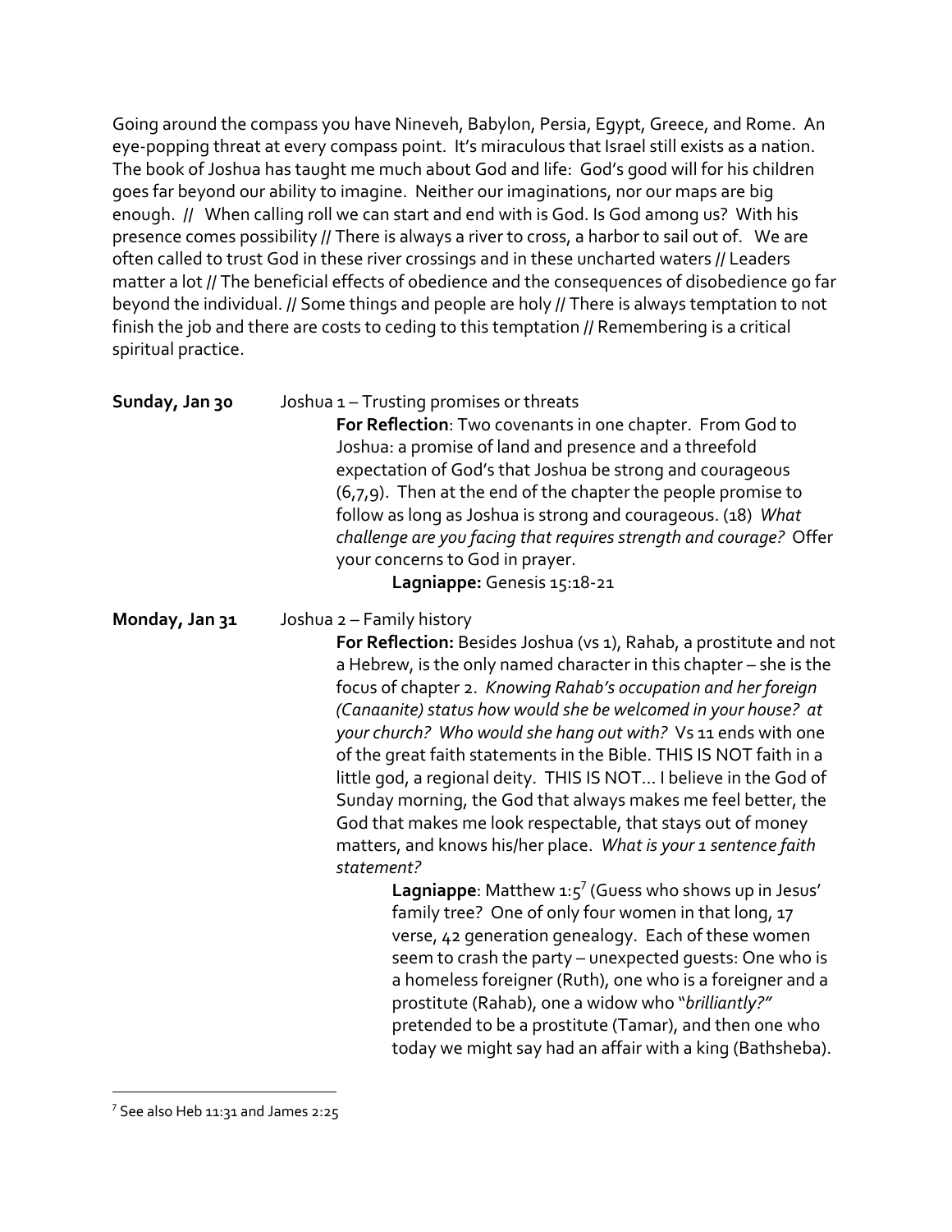Going around the compass you have Nineveh, Babylon, Persia, Egypt, Greece, and Rome. An eye-popping threat at every compass point. It's miraculous that Israel still exists as a nation. The book of Joshua has taught me much about God and life: God's good will for his children goes far beyond our ability to imagine. Neither our imaginations, nor our maps are big enough. // When calling roll we can start and end with is God. Is God among us? With his presence comes possibility // There is always a river to cross, a harbor to sail out of. We are often called to trust God in these river crossings and in these uncharted waters // Leaders matter a lot // The beneficial effects of obedience and the consequences of disobedience go far beyond the individual. // Some things and people are holy // There is always temptation to not finish the job and there are costs to ceding to this temptation // Remembering is a critical spiritual practice.

**Sunday, Jan 30** Joshua 1 – Trusting promises or threats

**For Reflection**: Two covenants in one chapter. From God to Joshua: a promise of land and presence and a threefold expectation of God's that Joshua be strong and courageous (6,7,9). Then at the end of the chapter the people promise to follow as long as Joshua is strong and courageous. (18) *What challenge are you facing that requires strength and courage?* Offer your concerns to God in prayer.

**Lagniappe:** Genesis 15:18-21

**Monday, Jan 31** Joshua 2 – Family history

**For Reflection:** Besides Joshua (vs 1), Rahab, a prostitute and not a Hebrew, is the only named character in this chapter – she is the focus of chapter 2. *Knowing Rahab's occupation and her foreign (Canaanite) status how would she be welcomed in your house? at your church? Who would she hang out with?* Vs 11 ends with one of the great faith statements in the Bible. THIS IS NOT faith in a little god, a regional deity. THIS IS NOT… I believe in the God of Sunday morning, the God that always makes me feel better, the God that makes me look respectable, that stays out of money matters, and knows his/her place. *What is your 1 sentence faith statement?*

**Lagniappe**: Matthew 1:5[7] (Guess who shows up in Jesus' family tree? One of only four women in that long, 17 verse, 42 generation genealogy. Each of these women seem to crash the party – unexpected guests: One who is a homeless foreigner (Ruth), one who is a foreigner and a prostitute (Rahab), one a widow who "*brilliantly?"* pretended to be a prostitute (Tamar), and then one who today we might say had an affair with a king (Bathsheba).

[7] See also Heb 11:31 and James 2:25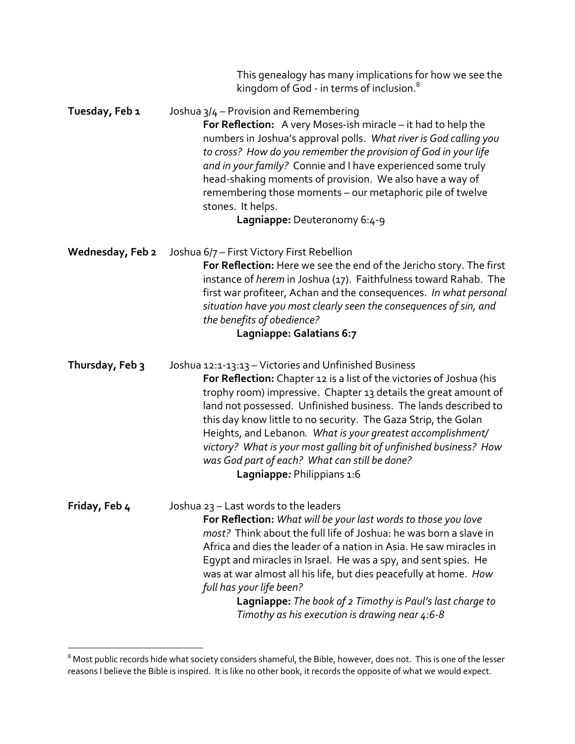This genealogy has many implications for how we see the kingdom of God - in terms of inclusion.[8]

**Tuesday, Feb 1** Joshua 3/4 – Provision and Remembering

**For Reflection:** A very Moses-ish miracle – it had to help the numbers in Joshua's approval polls. *What river is God calling you to cross? How do you remember the provision of God in your life and in your family?* Connie and I have experienced some truly head-shaking moments of provision. We also have a way of remembering those moments – our metaphoric pile of twelve stones. It helps.

**Lagniappe:** Deuteronomy 6:4-9

**Wednesday, Feb 2** Joshua 6/7 – First Victory First Rebellion

**For Reflection:** Here we see the end of the Jericho story. The first instance of *herem* in Joshua (17). Faithfulness toward Rahab. The first war profiteer, Achan and the consequences. *In what personal situation have you most clearly seen the consequences of sin, and the benefits of obedience?*

**Lagniappe: Galatians 6:7**

**Thursday, Feb 3** Joshua 12:1-13:13 – Victories and Unfinished Business

**For Reflection:** Chapter 12 is a list of the victories of Joshua (his trophy room) impressive. Chapter 13 details the great amount of land not possessed. Unfinished business. The lands described to this day know little to no security. The Gaza Strip, the Golan Heights, and Lebanon. *What is your greatest accomplishment/ victory? What is your most galling bit of unfinished business? How was God part of each? What can still be done?*

**Lagniappe***:* Philippians 1:6

**Friday, Feb 4** Joshua 23 – Last words to the leaders

**For Reflection:** *What will be your last words to those you love most?* Think about the full life of Joshua: he was born a slave in Africa and dies the leader of a nation in Asia. He saw miracles in Egypt and miracles in Israel. He was a spy, and sent spies. He was at war almost all his life, but dies peacefully at home. *How full has your life been?*

**Lagniappe:** *The book of 2 Timothy is Paul's last charge to Timothy as his execution is drawing near 4:6-8*

---

[8] Most public records hide what society considers shameful, the Bible, however, does not. This is one of the lesser reasons I believe the Bible is inspired. It is like no other book, it records the opposite of what we would expect.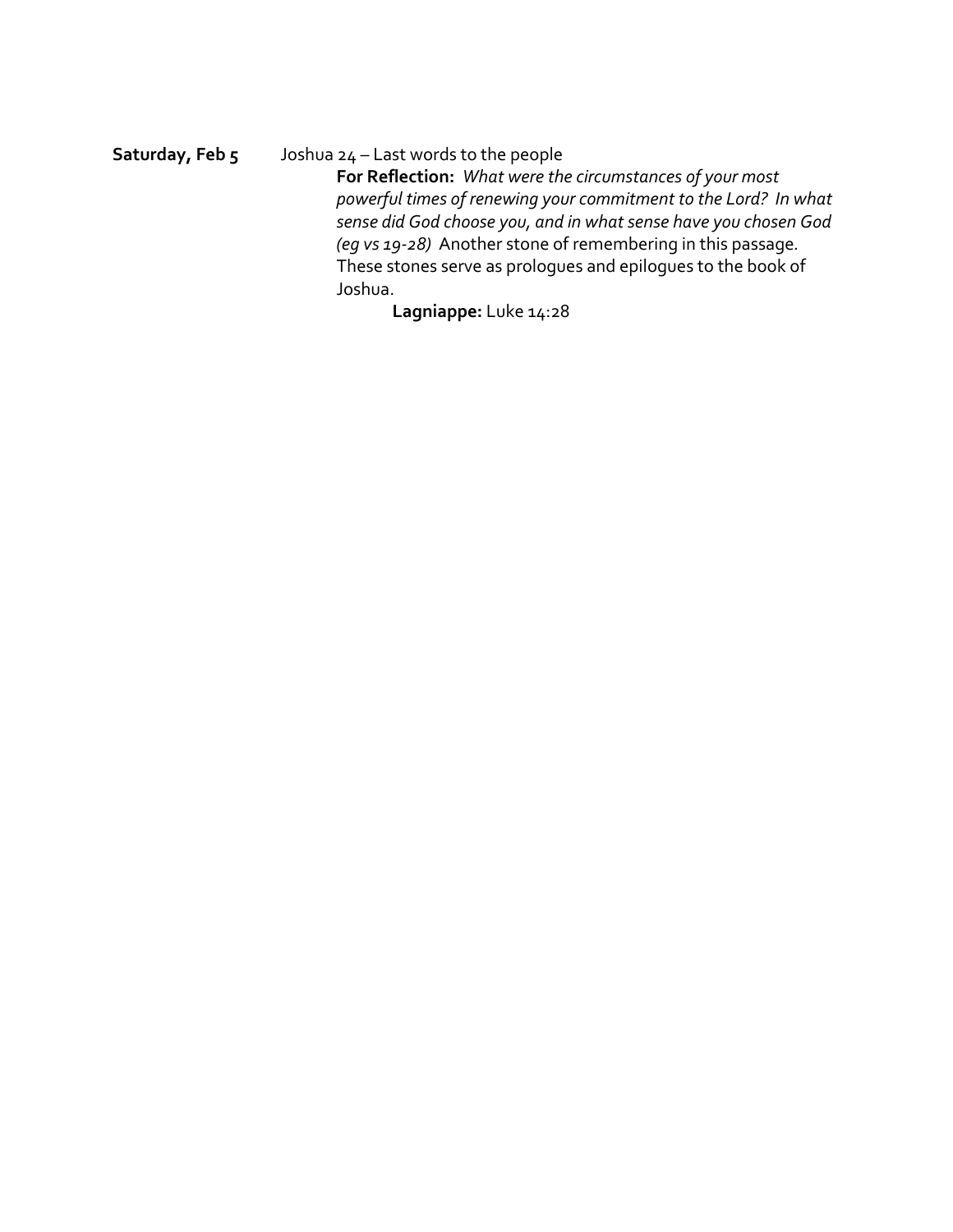**Saturday, Feb 5** Joshua 24 – Last words to the people

**For Reflection:** *What were the circumstances of your most powerful times of renewing your commitment to the Lord? In what sense did God choose you, and in what sense have you chosen God (eg vs 19-28)* Another stone of remembering in this passage. These stones serve as prologues and epilogues to the book of Joshua.

**Lagniappe:** Luke 14:28